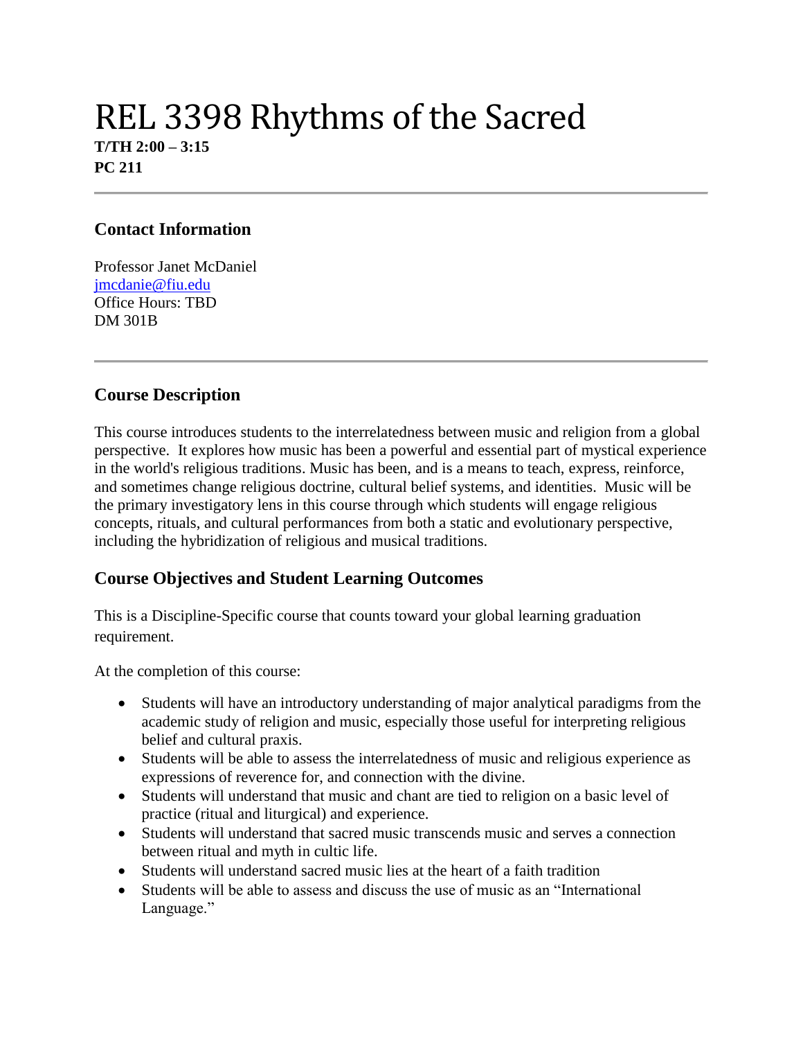# REL 3398 Rhythms of the Sacred

**T/TH 2:00 – 3:15**
**PC 211**

---

## Contact Information

Professor Janet McDaniel
jmcdanie@fiu.edu
Office Hours: TBD
DM 301B

---

## Course Description

This course introduces students to the interrelatedness between music and religion from a global perspective. It explores how music has been a powerful and essential part of mystical experience in the world's religious traditions. Music has been, and is a means to teach, express, reinforce, and sometimes change religious doctrine, cultural belief systems, and identities. Music will be the primary investigatory lens in this course through which students will engage religious concepts, rituals, and cultural performances from both a static and evolutionary perspective, including the hybridization of religious and musical traditions.

## Course Objectives and Student Learning Outcomes

This is a Discipline-Specific course that counts toward your global learning graduation requirement.

At the completion of this course:

- Students will have an introductory understanding of major analytical paradigms from the academic study of religion and music, especially those useful for interpreting religious belief and cultural praxis.
- Students will be able to assess the interrelatedness of music and religious experience as expressions of reverence for, and connection with the divine.
- Students will understand that music and chant are tied to religion on a basic level of practice (ritual and liturgical) and experience.
- Students will understand that sacred music transcends music and serves a connection between ritual and myth in cultic life.
- Students will understand sacred music lies at the heart of a faith tradition
- Students will be able to assess and discuss the use of music as an "International Language."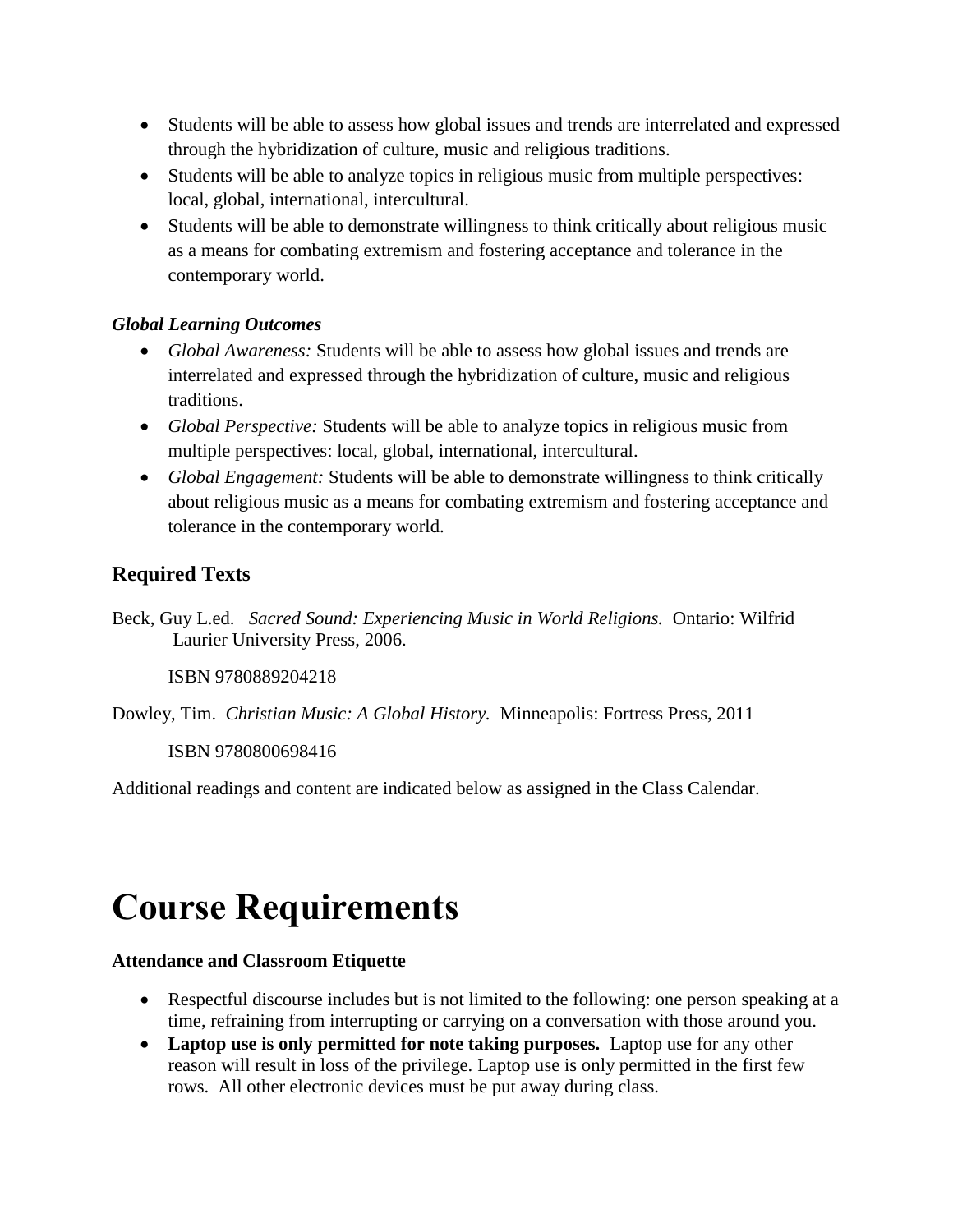- Students will be able to assess how global issues and trends are interrelated and expressed through the hybridization of culture, music and religious traditions.
- Students will be able to analyze topics in religious music from multiple perspectives: local, global, international, intercultural.
- Students will be able to demonstrate willingness to think critically about religious music as a means for combating extremism and fostering acceptance and tolerance in the contemporary world.

***Global Learning Outcomes***

- *Global Awareness:* Students will be able to assess how global issues and trends are interrelated and expressed through the hybridization of culture, music and religious traditions.
- *Global Perspective:* Students will be able to analyze topics in religious music from multiple perspectives: local, global, international, intercultural.
- *Global Engagement:* Students will be able to demonstrate willingness to think critically about religious music as a means for combating extremism and fostering acceptance and tolerance in the contemporary world.

## Required Texts

Beck, Guy L.ed. *Sacred Sound: Experiencing Music in World Religions.* Ontario: Wilfrid Laurier University Press, 2006.

ISBN 9780889204218

Dowley, Tim. *Christian Music: A Global History.* Minneapolis: Fortress Press, 2011

ISBN 9780800698416

Additional readings and content are indicated below as assigned in the Class Calendar.

# Course Requirements

**Attendance and Classroom Etiquette**

- Respectful discourse includes but is not limited to the following: one person speaking at a time, refraining from interrupting or carrying on a conversation with those around you.
- **Laptop use is only permitted for note taking purposes.** Laptop use for any other reason will result in loss of the privilege. Laptop use is only permitted in the first few rows. All other electronic devices must be put away during class.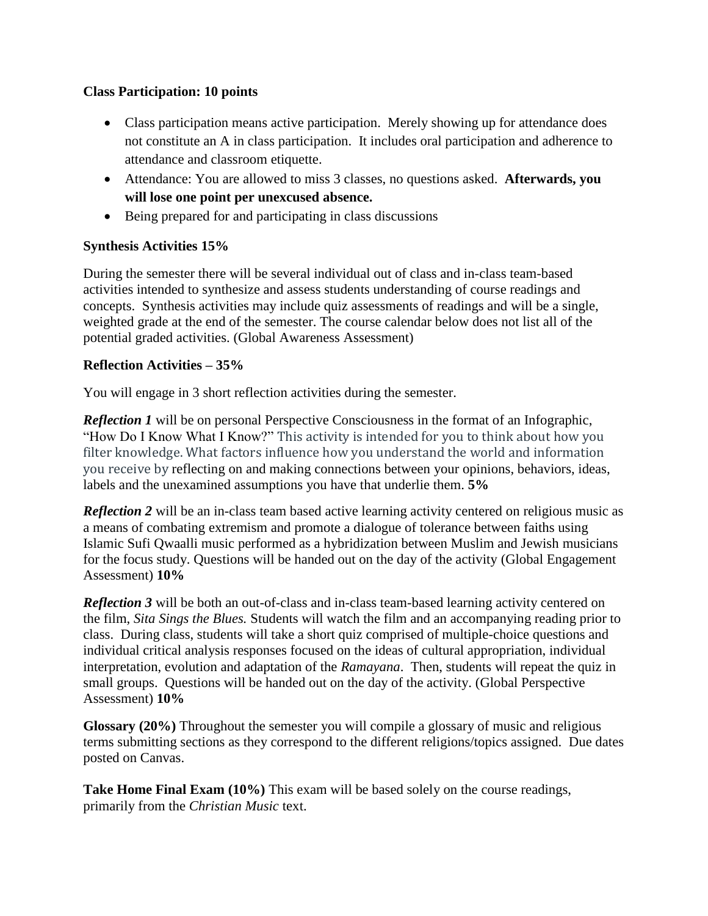**Class Participation: 10 points**

- Class participation means active participation. Merely showing up for attendance does not constitute an A in class participation. It includes oral participation and adherence to attendance and classroom etiquette.
- Attendance: You are allowed to miss 3 classes, no questions asked. **Afterwards, you will lose one point per unexcused absence.**
- Being prepared for and participating in class discussions

**Synthesis Activities 15%**

During the semester there will be several individual out of class and in-class team-based activities intended to synthesize and assess students understanding of course readings and concepts. Synthesis activities may include quiz assessments of readings and will be a single, weighted grade at the end of the semester. The course calendar below does not list all of the potential graded activities. (Global Awareness Assessment)

**Reflection Activities – 35%**

You will engage in 3 short reflection activities during the semester.

***Reflection 1*** will be on personal Perspective Consciousness in the format of an Infographic, "How Do I Know What I Know?" This activity is intended for you to think about how you filter knowledge. What factors influence how you understand the world and information you receive by reflecting on and making connections between your opinions, behaviors, ideas, labels and the unexamined assumptions you have that underlie them. **5%**

***Reflection 2*** will be an in-class team based active learning activity centered on religious music as a means of combating extremism and promote a dialogue of tolerance between faiths using Islamic Sufi Qwaalli music performed as a hybridization between Muslim and Jewish musicians for the focus study. Questions will be handed out on the day of the activity (Global Engagement Assessment) **10%**

***Reflection 3*** will be both an out-of-class and in-class team-based learning activity centered on the film, *Sita Sings the Blues.* Students will watch the film and an accompanying reading prior to class. During class, students will take a short quiz comprised of multiple-choice questions and individual critical analysis responses focused on the ideas of cultural appropriation, individual interpretation, evolution and adaptation of the *Ramayana*. Then, students will repeat the quiz in small groups. Questions will be handed out on the day of the activity. (Global Perspective Assessment) **10%**

**Glossary (20%)** Throughout the semester you will compile a glossary of music and religious terms submitting sections as they correspond to the different religions/topics assigned. Due dates posted on Canvas.

**Take Home Final Exam (10%)** This exam will be based solely on the course readings, primarily from the *Christian Music* text.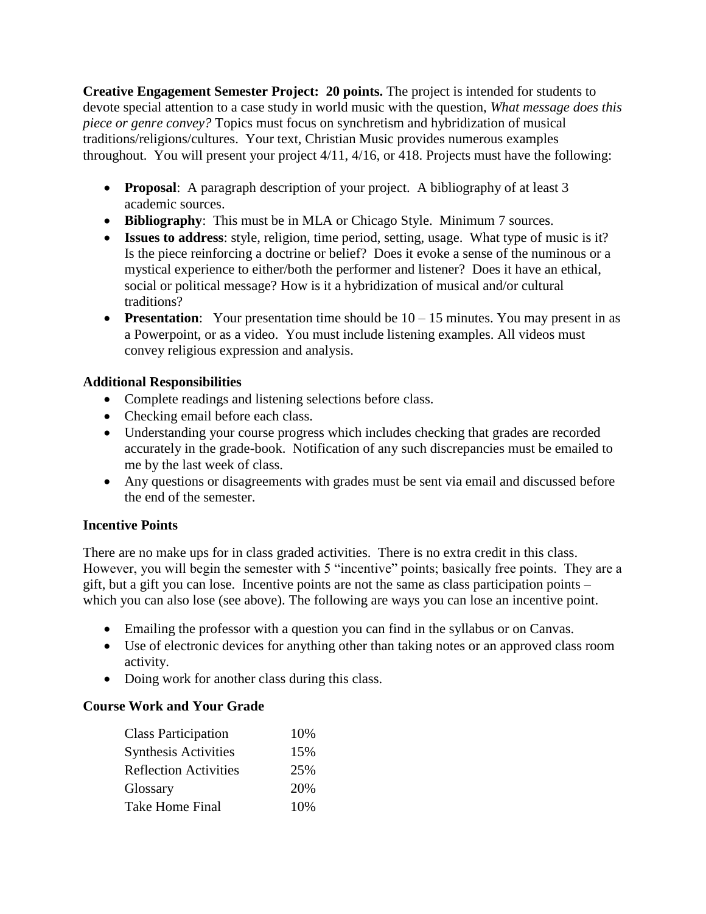**Creative Engagement Semester Project: 20 points.** The project is intended for students to devote special attention to a case study in world music with the question, *What message does this piece or genre convey?* Topics must focus on synchretism and hybridization of musical traditions/religions/cultures. Your text, Christian Music provides numerous examples throughout. You will present your project 4/11, 4/16, or 418. Projects must have the following:

- **Proposal**: A paragraph description of your project. A bibliography of at least 3 academic sources.
- **Bibliography**: This must be in MLA or Chicago Style. Minimum 7 sources.
- **Issues to address**: style, religion, time period, setting, usage. What type of music is it? Is the piece reinforcing a doctrine or belief? Does it evoke a sense of the numinous or a mystical experience to either/both the performer and listener? Does it have an ethical, social or political message? How is it a hybridization of musical and/or cultural traditions?
- **Presentation**: Your presentation time should be 10 – 15 minutes. You may present in as a Powerpoint, or as a video. You must include listening examples. All videos must convey religious expression and analysis.

### Additional Responsibilities

- Complete readings and listening selections before class.
- Checking email before each class.
- Understanding your course progress which includes checking that grades are recorded accurately in the grade-book. Notification of any such discrepancies must be emailed to me by the last week of class.
- Any questions or disagreements with grades must be sent via email and discussed before the end of the semester.

### Incentive Points

There are no make ups for in class graded activities. There is no extra credit in this class. However, you will begin the semester with 5 "incentive" points; basically free points. They are a gift, but a gift you can lose. Incentive points are not the same as class participation points – which you can also lose (see above). The following are ways you can lose an incentive point.

- Emailing the professor with a question you can find in the syllabus or on Canvas.
- Use of electronic devices for anything other than taking notes or an approved class room activity.
- Doing work for another class during this class.

### Course Work and Your Grade

| | |
|---|---|
| Class Participation | 10% |
| Synthesis Activities | 15% |
| Reflection Activities | 25% |
| Glossary | 20% |
| Take Home Final | 10% |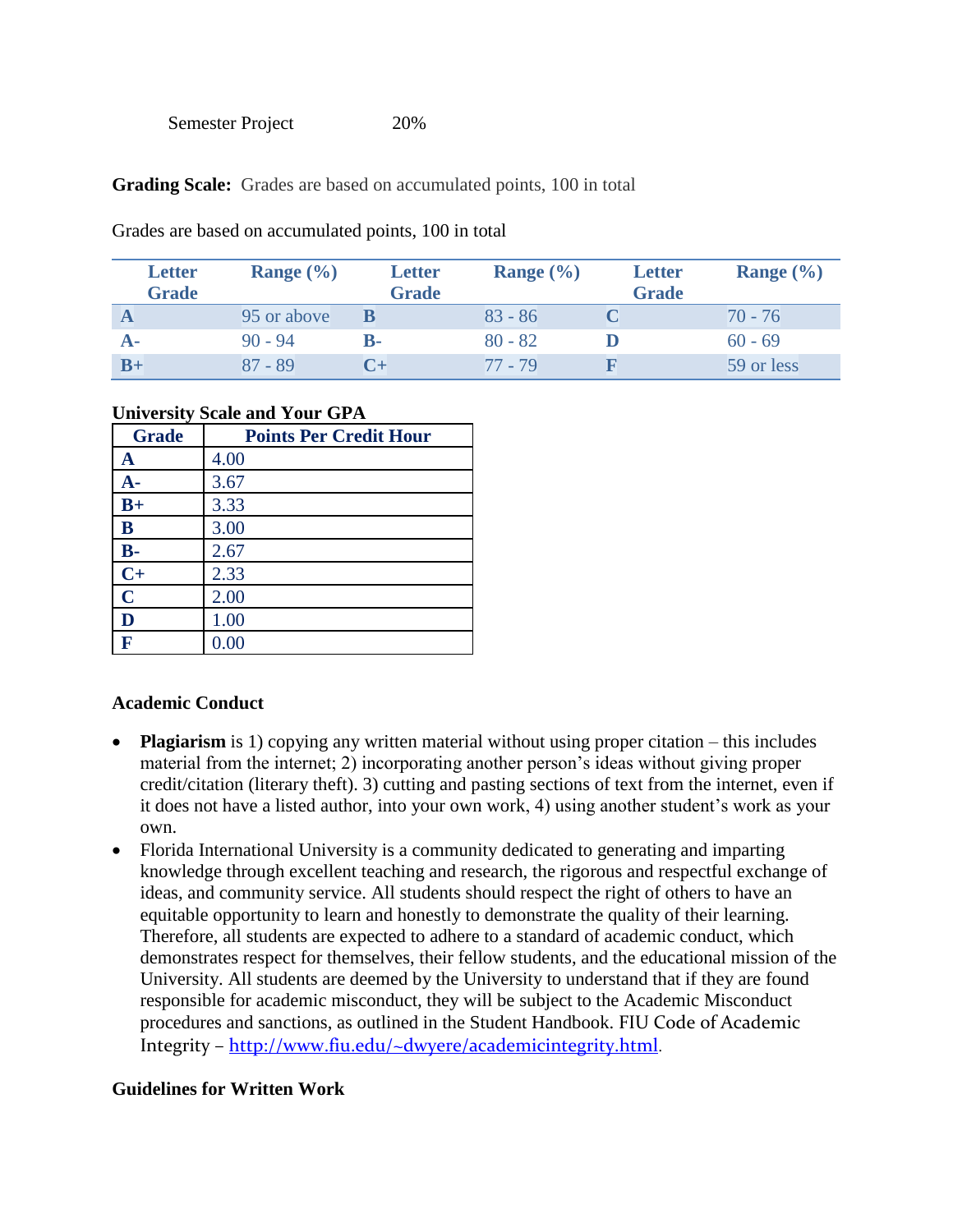Semester Project 20%

**Grading Scale:** Grades are based on accumulated points, 100 in total

Grades are based on accumulated points, 100 in total

| Letter Grade | Range (%) | Letter Grade | Range (%) | Letter Grade | Range (%) |
|---|---|---|---|---|---|
| **A** | 95 or above | **B** | 83 - 86 | **C** | 70 - 76 |
| **A-** | 90 - 94 | **B-** | 80 - 82 | **D** | 60 - 69 |
| **B+** | 87 - 89 | **C+** | 77 - 79 | **F** | 59 or less |

**University Scale and Your GPA**

| Grade | Points Per Credit Hour |
|---|---|
| **A** | 4.00 |
| **A-** | 3.67 |
| **B+** | 3.33 |
| **B** | 3.00 |
| **B-** | 2.67 |
| **C+** | 2.33 |
| **C** | 2.00 |
| **D** | 1.00 |
| **F** | 0.00 |

### Academic Conduct

- **Plagiarism** is 1) copying any written material without using proper citation – this includes material from the internet; 2) incorporating another person's ideas without giving proper credit/citation (literary theft). 3) cutting and pasting sections of text from the internet, even if it does not have a listed author, into your own work, 4) using another student's work as your own.
- Florida International University is a community dedicated to generating and imparting knowledge through excellent teaching and research, the rigorous and respectful exchange of ideas, and community service. All students should respect the right of others to have an equitable opportunity to learn and honestly to demonstrate the quality of their learning. Therefore, all students are expected to adhere to a standard of academic conduct, which demonstrates respect for themselves, their fellow students, and the educational mission of the University. All students are deemed by the University to understand that if they are found responsible for academic misconduct, they will be subject to the Academic Misconduct procedures and sanctions, as outlined in the Student Handbook. FIU Code of Academic Integrity – http://www.fiu.edu/~dwyere/academicintegrity.html.

### Guidelines for Written Work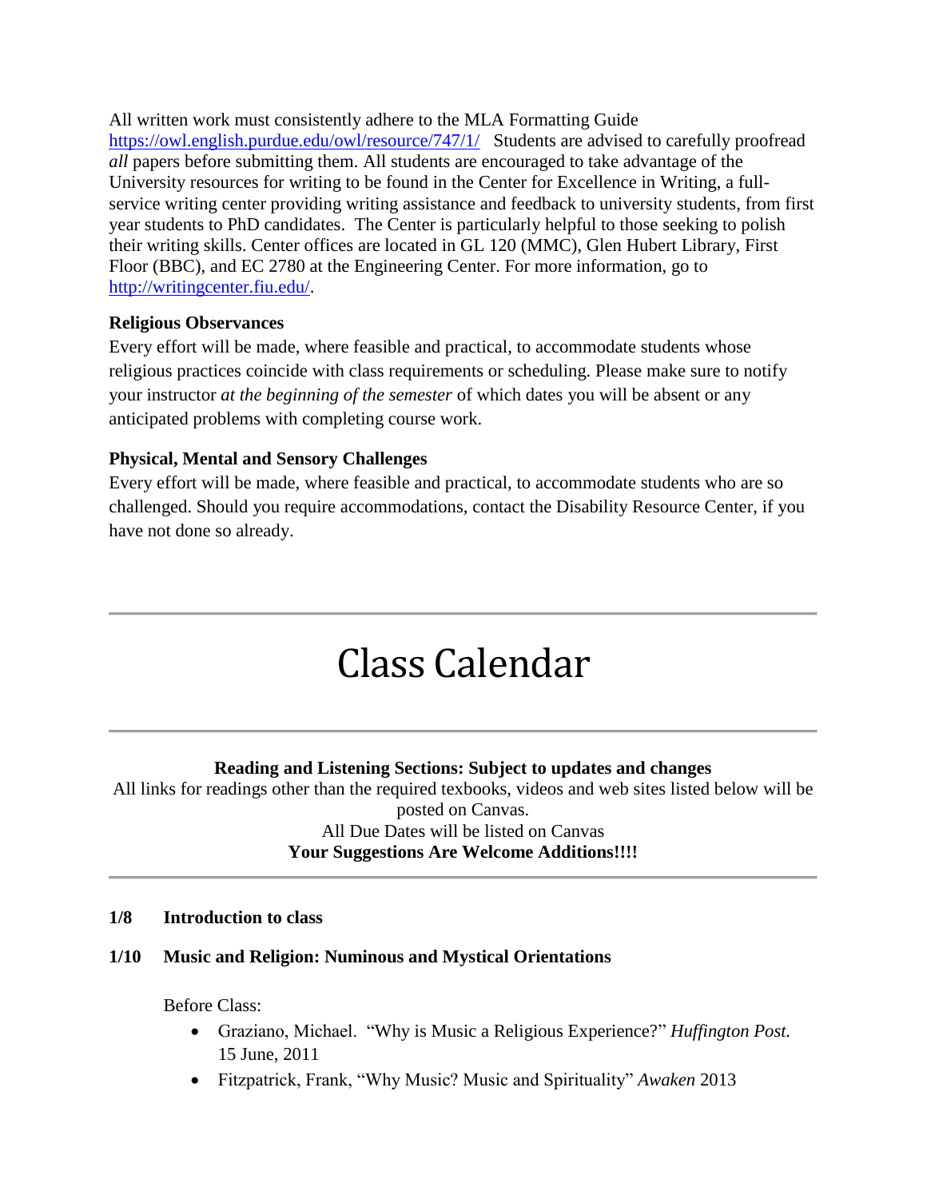All written work must consistently adhere to the MLA Formatting Guide https://owl.english.purdue.edu/owl/resource/747/1/ Students are advised to carefully proofread *all* papers before submitting them. All students are encouraged to take advantage of the University resources for writing to be found in the Center for Excellence in Writing, a full-service writing center providing writing assistance and feedback to university students, from first year students to PhD candidates. The Center is particularly helpful to those seeking to polish their writing skills. Center offices are located in GL 120 (MMC), Glen Hubert Library, First Floor (BBC), and EC 2780 at the Engineering Center. For more information, go to http://writingcenter.fiu.edu/.

**Religious Observances**

Every effort will be made, where feasible and practical, to accommodate students whose religious practices coincide with class requirements or scheduling. Please make sure to notify your instructor *at the beginning of the semester* of which dates you will be absent or any anticipated problems with completing course work.

**Physical, Mental and Sensory Challenges**

Every effort will be made, where feasible and practical, to accommodate students who are so challenged. Should you require accommodations, contact the Disability Resource Center, if you have not done so already.

---

# Class Calendar

---

**Reading and Listening Sections: Subject to updates and changes**

All links for readings other than the required texbooks, videos and web sites listed below will be posted on Canvas.

All Due Dates will be listed on Canvas

**Your Suggestions Are Welcome Additions!!!!**

---

**1/8 Introduction to class**

**1/10 Music and Religion: Numinous and Mystical Orientations**

Before Class:

- Graziano, Michael. "Why is Music a Religious Experience?" *Huffington Post.* 15 June, 2011
- Fitzpatrick, Frank, "Why Music? Music and Spirituality" *Awaken* 2013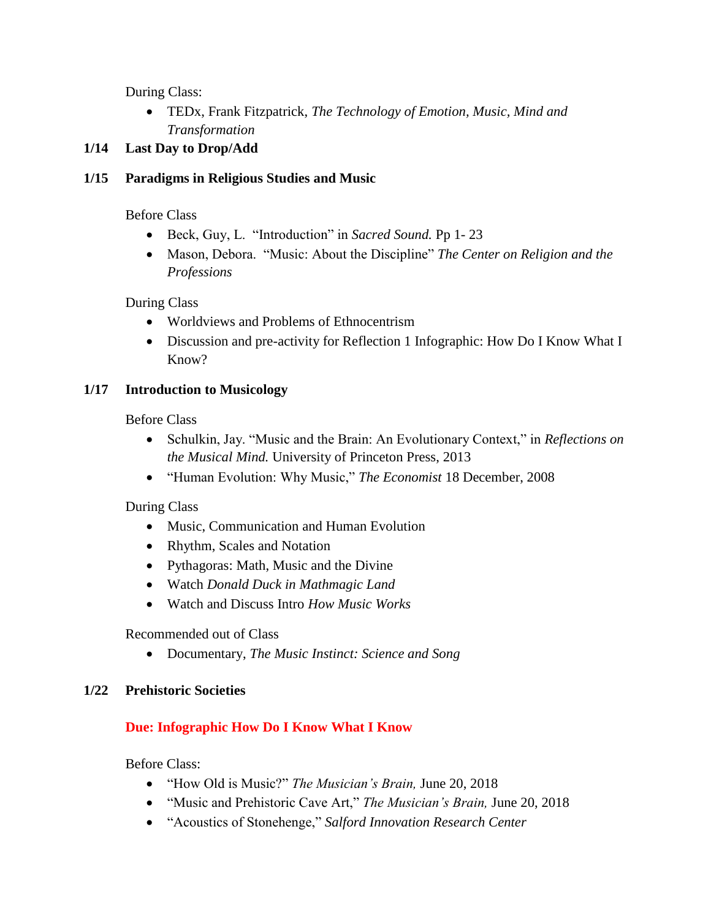During Class:

- TEDx, Frank Fitzpatrick, *The Technology of Emotion, Music, Mind and Transformation*

**1/14 Last Day to Drop/Add**

**1/15 Paradigms in Religious Studies and Music**

Before Class

- Beck, Guy, L. "Introduction" in *Sacred Sound.* Pp 1- 23
- Mason, Debora. "Music: About the Discipline" *The Center on Religion and the Professions*

During Class

- Worldviews and Problems of Ethnocentrism
- Discussion and pre-activity for Reflection 1 Infographic: How Do I Know What I Know?

**1/17 Introduction to Musicology**

Before Class

- Schulkin, Jay. "Music and the Brain: An Evolutionary Context," in *Reflections on the Musical Mind.* University of Princeton Press, 2013
- "Human Evolution: Why Music," *The Economist* 18 December, 2008

During Class

- Music, Communication and Human Evolution
- Rhythm, Scales and Notation
- Pythagoras: Math, Music and the Divine
- Watch *Donald Duck in Mathmagic Land*
- Watch and Discuss Intro *How Music Works*

Recommended out of Class

- Documentary, *The Music Instinct: Science and Song*

**1/22 Prehistoric Societies**

**Due: Infographic How Do I Know What I Know**

Before Class:

- "How Old is Music?" *The Musician's Brain,* June 20, 2018
- "Music and Prehistoric Cave Art," *The Musician's Brain,* June 20, 2018
- "Acoustics of Stonehenge," *Salford Innovation Research Center*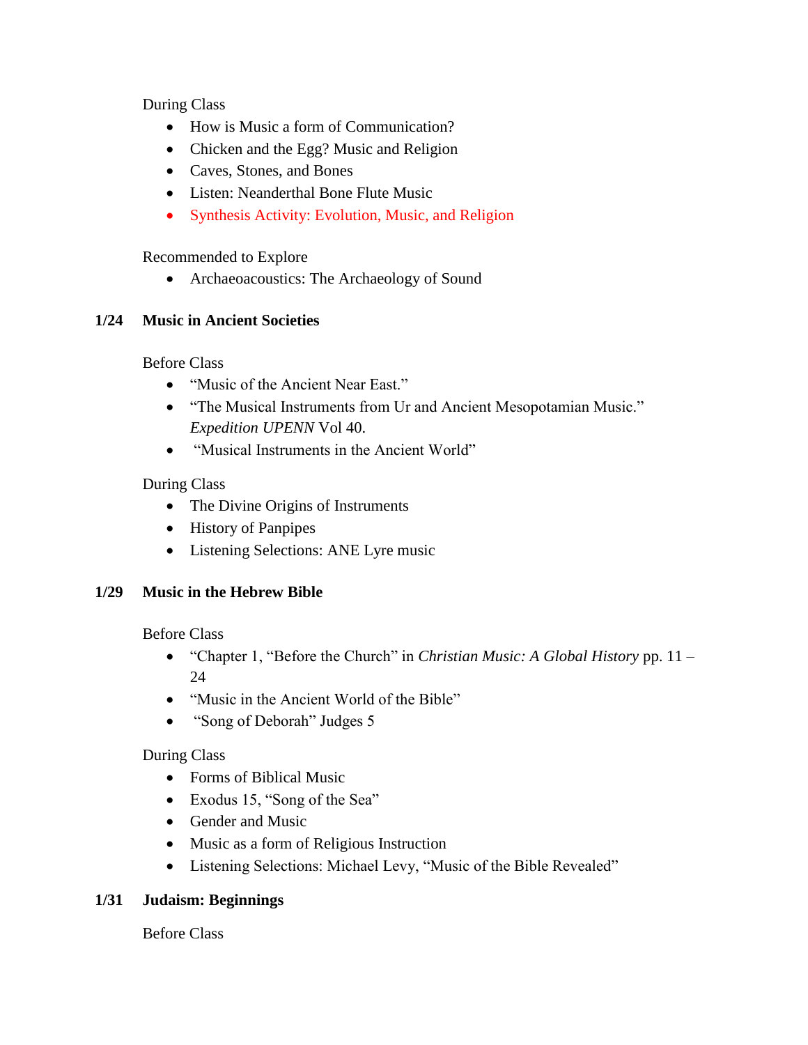During Class

- How is Music a form of Communication?
- Chicken and the Egg? Music and Religion
- Caves, Stones, and Bones
- Listen: Neanderthal Bone Flute Music
- Synthesis Activity: Evolution, Music, and Religion

Recommended to Explore

- Archaeoacoustics: The Archaeology of Sound

**1/24 Music in Ancient Societies**

Before Class

- "Music of the Ancient Near East."
- "The Musical Instruments from Ur and Ancient Mesopotamian Music." *Expedition UPENN* Vol 40.
- "Musical Instruments in the Ancient World"

During Class

- The Divine Origins of Instruments
- History of Panpipes
- Listening Selections: ANE Lyre music

**1/29 Music in the Hebrew Bible**

Before Class

- "Chapter 1, "Before the Church" in *Christian Music: A Global History* pp. 11 – 24
- "Music in the Ancient World of the Bible"
- "Song of Deborah" Judges 5

During Class

- Forms of Biblical Music
- Exodus 15, "Song of the Sea"
- Gender and Music
- Music as a form of Religious Instruction
- Listening Selections: Michael Levy, "Music of the Bible Revealed"

**1/31 Judaism: Beginnings**

Before Class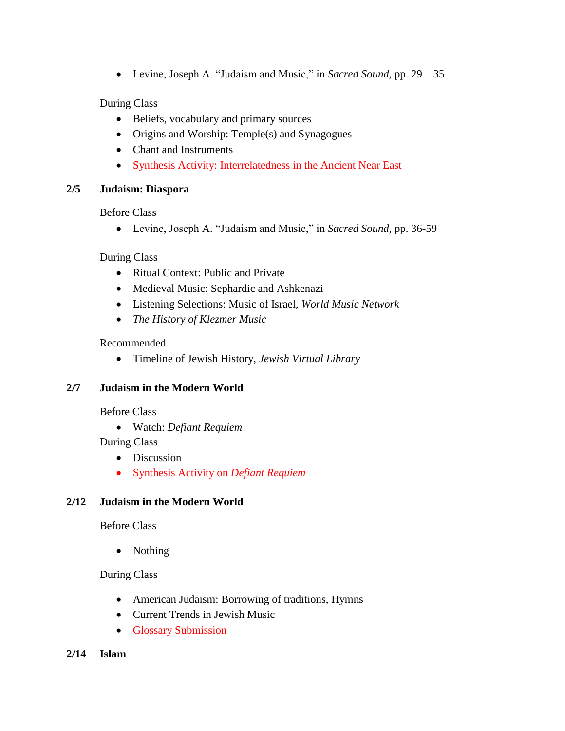- Levine, Joseph A. “Judaism and Music,” in *Sacred Sound*, pp. 29 – 35

During Class

- Beliefs, vocabulary and primary sources
- Origins and Worship: Temple(s) and Synagogues
- Chant and Instruments
- Synthesis Activity: Interrelatedness in the Ancient Near East

**2/5 Judaism: Diaspora**

Before Class

- Levine, Joseph A. “Judaism and Music,” in *Sacred Sound*, pp. 36-59

During Class

- Ritual Context: Public and Private
- Medieval Music: Sephardic and Ashkenazi
- Listening Selections: Music of Israel, *World Music Network*
- *The History of Klezmer Music*

Recommended

- Timeline of Jewish History, *Jewish Virtual Library*

**2/7 Judaism in the Modern World**

Before Class

- Watch: *Defiant Requiem*

During Class

- Discussion
- Synthesis Activity on *Defiant Requiem*

**2/12 Judaism in the Modern World**

Before Class

- Nothing

During Class

- American Judaism: Borrowing of traditions, Hymns
- Current Trends in Jewish Music
- Glossary Submission

**2/14 Islam**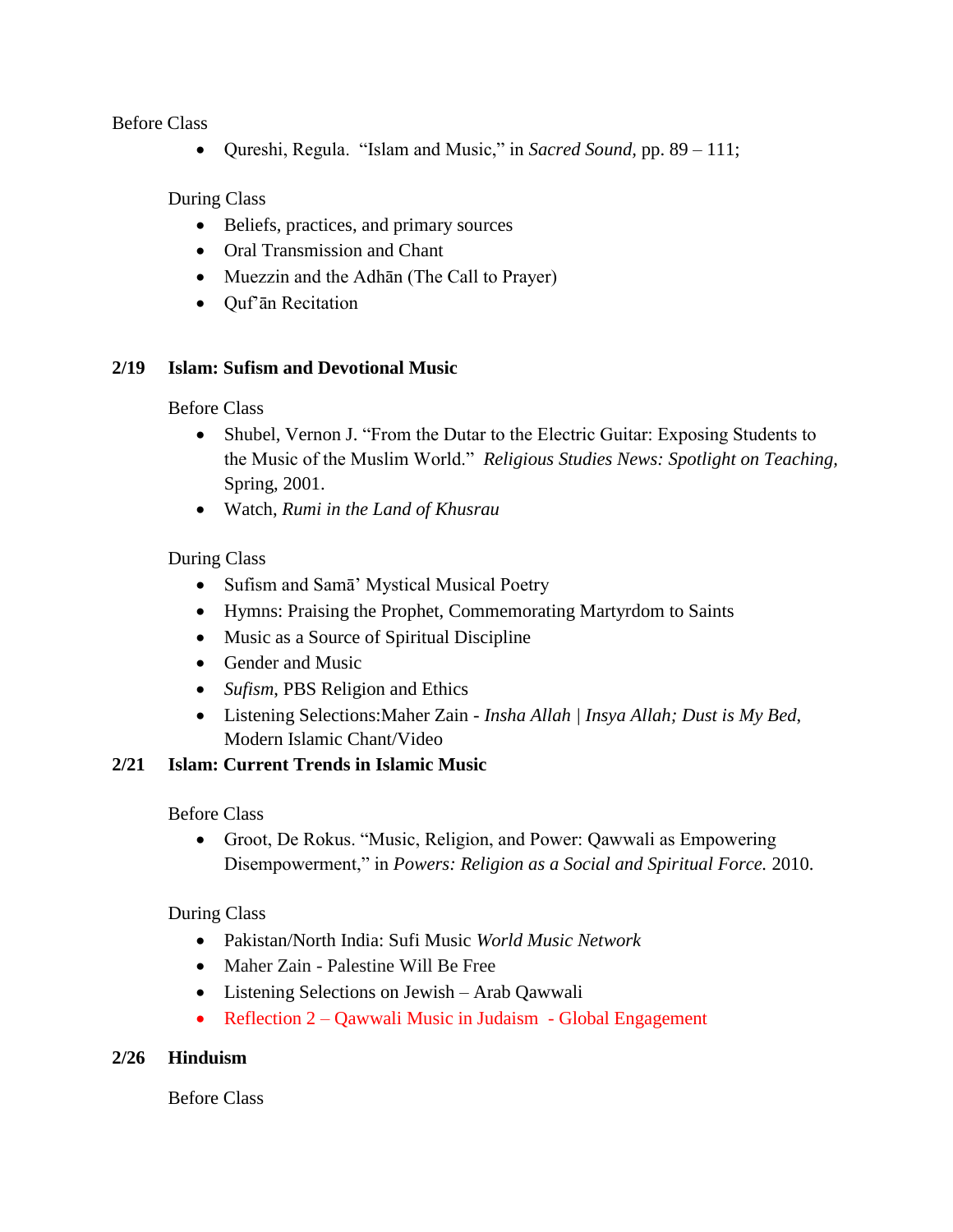Before Class

- Qureshi, Regula. "Islam and Music," in *Sacred Sound*, pp. 89 – 111;

During Class

- Beliefs, practices, and primary sources
- Oral Transmission and Chant
- Muezzin and the Adhān (The Call to Prayer)
- Quf'ān Recitation

**2/19 Islam: Sufism and Devotional Music**

Before Class

- Shubel, Vernon J. "From the Dutar to the Electric Guitar: Exposing Students to the Music of the Muslim World." *Religious Studies News: Spotlight on Teaching*, Spring, 2001.
- Watch, *Rumi in the Land of Khusrau*

During Class

- Sufism and Samā' Mystical Musical Poetry
- Hymns: Praising the Prophet, Commemorating Martyrdom to Saints
- Music as a Source of Spiritual Discipline
- Gender and Music
- *Sufism*, PBS Religion and Ethics
- Listening Selections:Maher Zain - *Insha Allah | Insya Allah; Dust is My Bed*, Modern Islamic Chant/Video

**2/21 Islam: Current Trends in Islamic Music**

Before Class

- Groot, De Rokus. "Music, Religion, and Power: Qawwali as Empowering Disempowerment," in *Powers: Religion as a Social and Spiritual Force.* 2010.

During Class

- Pakistan/North India: Sufi Music *World Music Network*
- Maher Zain - Palestine Will Be Free
- Listening Selections on Jewish – Arab Qawwali
- Reflection 2 – Qawwali Music in Judaism - Global Engagement

**2/26 Hinduism**

Before Class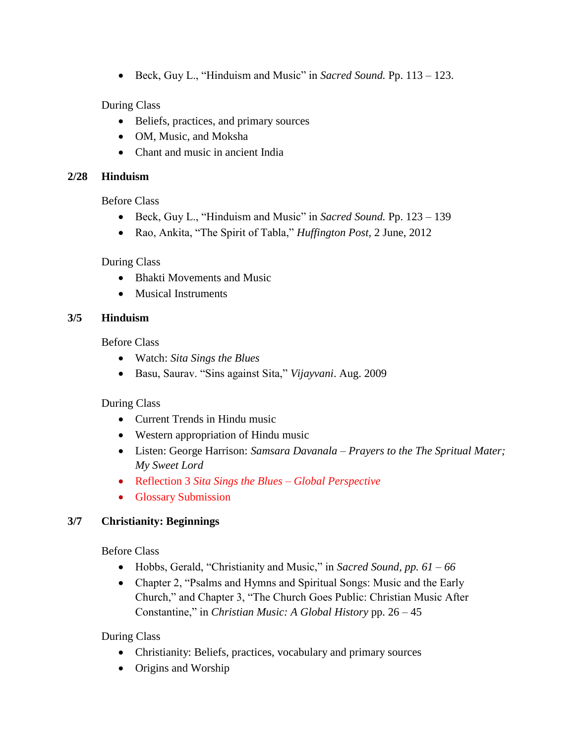- Beck, Guy L., "Hinduism and Music" in *Sacred Sound.* Pp. 113 – 123.

During Class

- Beliefs, practices, and primary sources
- OM, Music, and Moksha
- Chant and music in ancient India

**2/28 Hinduism**

Before Class

- Beck, Guy L., "Hinduism and Music" in *Sacred Sound.* Pp. 123 – 139
- Rao, Ankita, "The Spirit of Tabla," *Huffington Post,* 2 June, 2012

During Class

- Bhakti Movements and Music
- Musical Instruments

**3/5 Hinduism**

Before Class

- Watch: *Sita Sings the Blues*
- Basu, Saurav. "Sins against Sita," *Vijayvani*. Aug. 2009

During Class

- Current Trends in Hindu music
- Western appropriation of Hindu music
- Listen: George Harrison: *Samsara Davanala – Prayers to the The Spritual Mater; My Sweet Lord*
- Reflection 3 *Sita Sings the Blues* – *Global Perspective*
- Glossary Submission

**3/7 Christianity: Beginnings**

Before Class

- Hobbs, Gerald, "Christianity and Music," in *Sacred Sound, pp. 61 – 66*
- Chapter 2, "Psalms and Hymns and Spiritual Songs: Music and the Early Church," and Chapter 3, "The Church Goes Public: Christian Music After Constantine," in *Christian Music: A Global History* pp. 26 – 45

During Class

- Christianity: Beliefs, practices, vocabulary and primary sources
- Origins and Worship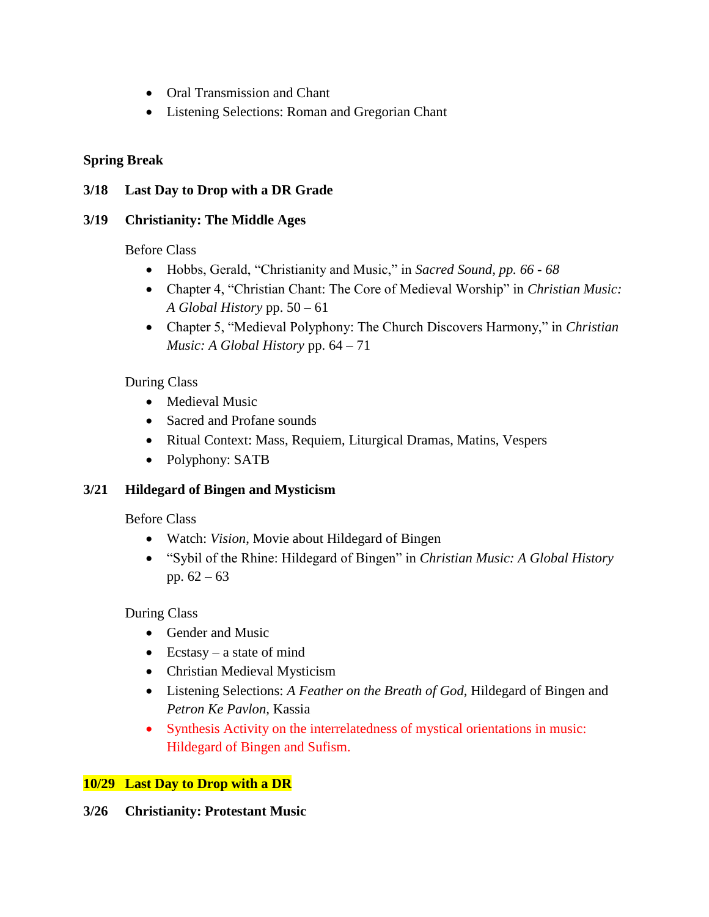- Oral Transmission and Chant
- Listening Selections: Roman and Gregorian Chant

**Spring Break**

**3/18 Last Day to Drop with a DR Grade**

**3/19 Christianity: The Middle Ages**

Before Class

- Hobbs, Gerald, "Christianity and Music," in *Sacred Sound, pp. 66 - 68*
- Chapter 4, "Christian Chant: The Core of Medieval Worship" in *Christian Music: A Global History* pp. 50 – 61
- Chapter 5, "Medieval Polyphony: The Church Discovers Harmony," in *Christian Music: A Global History* pp. 64 – 71

During Class

- Medieval Music
- Sacred and Profane sounds
- Ritual Context: Mass, Requiem, Liturgical Dramas, Matins, Vespers
- Polyphony: SATB

**3/21 Hildegard of Bingen and Mysticism**

Before Class

- Watch: *Vision*, Movie about Hildegard of Bingen
- "Sybil of the Rhine: Hildegard of Bingen" in *Christian Music: A Global History* pp. 62 – 63

During Class

- Gender and Music
- Ecstasy – a state of mind
- Christian Medieval Mysticism
- Listening Selections: *A Feather on the Breath of God*, Hildegard of Bingen and *Petron Ke Pavlon,* Kassia
- Synthesis Activity on the interrelatedness of mystical orientations in music: Hildegard of Bingen and Sufism.

**10/29 Last Day to Drop with a DR**

**3/26 Christianity: Protestant Music**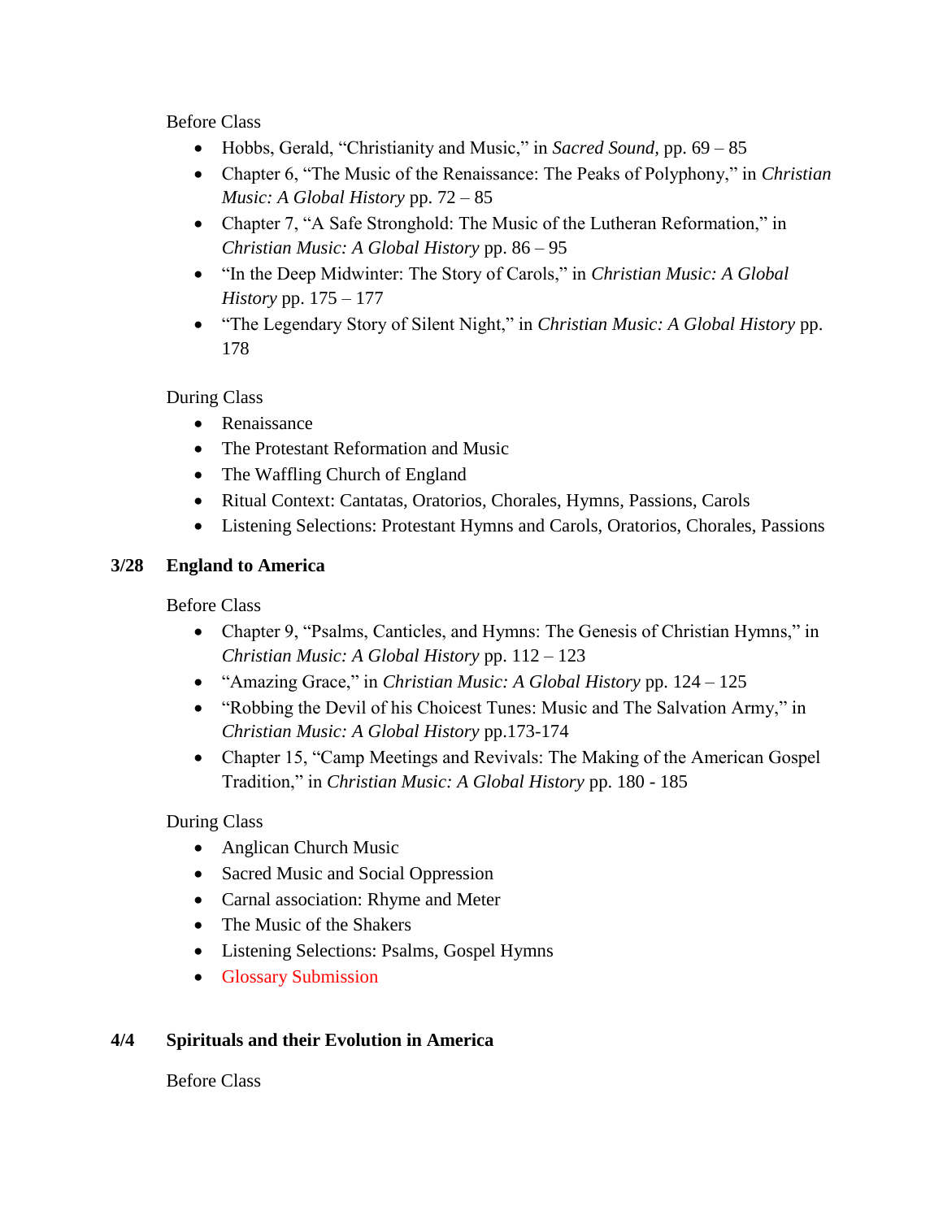Before Class

- Hobbs, Gerald, "Christianity and Music," in *Sacred Sound,* pp. 69 – 85
- Chapter 6, "The Music of the Renaissance: The Peaks of Polyphony," in *Christian Music: A Global History* pp. 72 – 85
- Chapter 7, "A Safe Stronghold: The Music of the Lutheran Reformation," in *Christian Music: A Global History* pp. 86 – 95
- "In the Deep Midwinter: The Story of Carols," in *Christian Music: A Global History* pp. 175 – 177
- "The Legendary Story of Silent Night," in *Christian Music: A Global History* pp. 178

During Class

- Renaissance
- The Protestant Reformation and Music
- The Waffling Church of England
- Ritual Context: Cantatas, Oratorios, Chorales, Hymns, Passions, Carols
- Listening Selections: Protestant Hymns and Carols, Oratorios, Chorales, Passions

**3/28 England to America**

Before Class

- Chapter 9, "Psalms, Canticles, and Hymns: The Genesis of Christian Hymns," in *Christian Music: A Global History* pp. 112 – 123
- "Amazing Grace," in *Christian Music: A Global History* pp. 124 – 125
- "Robbing the Devil of his Choicest Tunes: Music and The Salvation Army," in *Christian Music: A Global History* pp.173-174
- Chapter 15, "Camp Meetings and Revivals: The Making of the American Gospel Tradition," in *Christian Music: A Global History* pp. 180 - 185

During Class

- Anglican Church Music
- Sacred Music and Social Oppression
- Carnal association: Rhyme and Meter
- The Music of the Shakers
- Listening Selections: Psalms, Gospel Hymns
- Glossary Submission

**4/4 Spirituals and their Evolution in America**

Before Class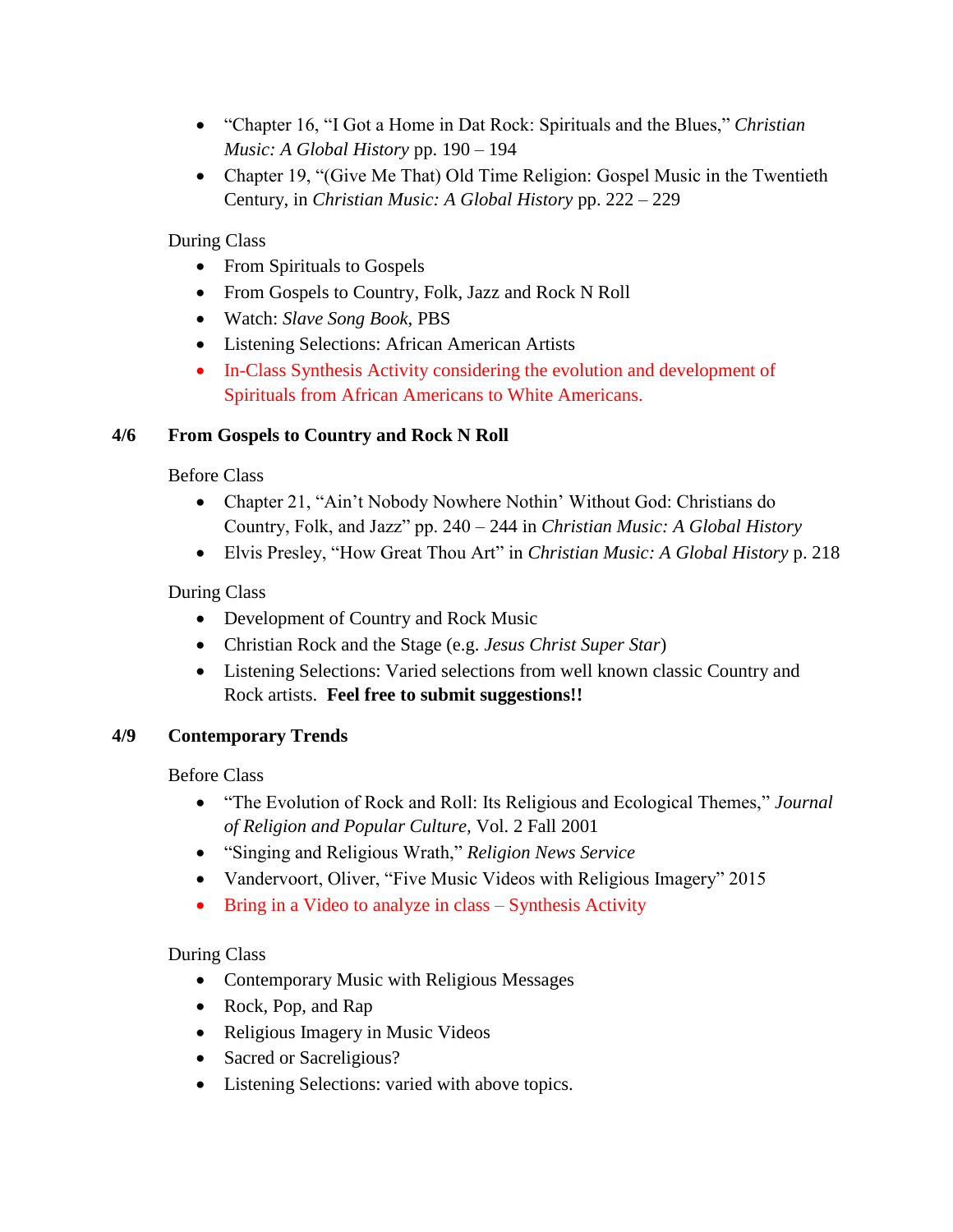- "Chapter 16, "I Got a Home in Dat Rock: Spirituals and the Blues," *Christian Music: A Global History* pp. 190 – 194
- Chapter 19, "(Give Me That) Old Time Religion: Gospel Music in the Twentieth Century, in *Christian Music: A Global History* pp. 222 – 229

During Class

- From Spirituals to Gospels
- From Gospels to Country, Folk, Jazz and Rock N Roll
- Watch: *Slave Song Book*, PBS
- Listening Selections: African American Artists
- In-Class Synthesis Activity considering the evolution and development of Spirituals from African Americans to White Americans.

**4/6 From Gospels to Country and Rock N Roll**

Before Class

- Chapter 21, "Ain't Nobody Nowhere Nothin' Without God: Christians do Country, Folk, and Jazz" pp. 240 – 244 in *Christian Music: A Global History*
- Elvis Presley, "How Great Thou Art" in *Christian Music: A Global History* p. 218

During Class

- Development of Country and Rock Music
- Christian Rock and the Stage (e.g. *Jesus Christ Super Star*)
- Listening Selections: Varied selections from well known classic Country and Rock artists. **Feel free to submit suggestions!!**

**4/9 Contemporary Trends**

Before Class

- "The Evolution of Rock and Roll: Its Religious and Ecological Themes," *Journal of Religion and Popular Culture,* Vol. 2 Fall 2001
- "Singing and Religious Wrath," *Religion News Service*
- Vandervoort, Oliver, "Five Music Videos with Religious Imagery" 2015
- Bring in a Video to analyze in class – Synthesis Activity

During Class

- Contemporary Music with Religious Messages
- Rock, Pop, and Rap
- Religious Imagery in Music Videos
- Sacred or Sacreligious?
- Listening Selections: varied with above topics.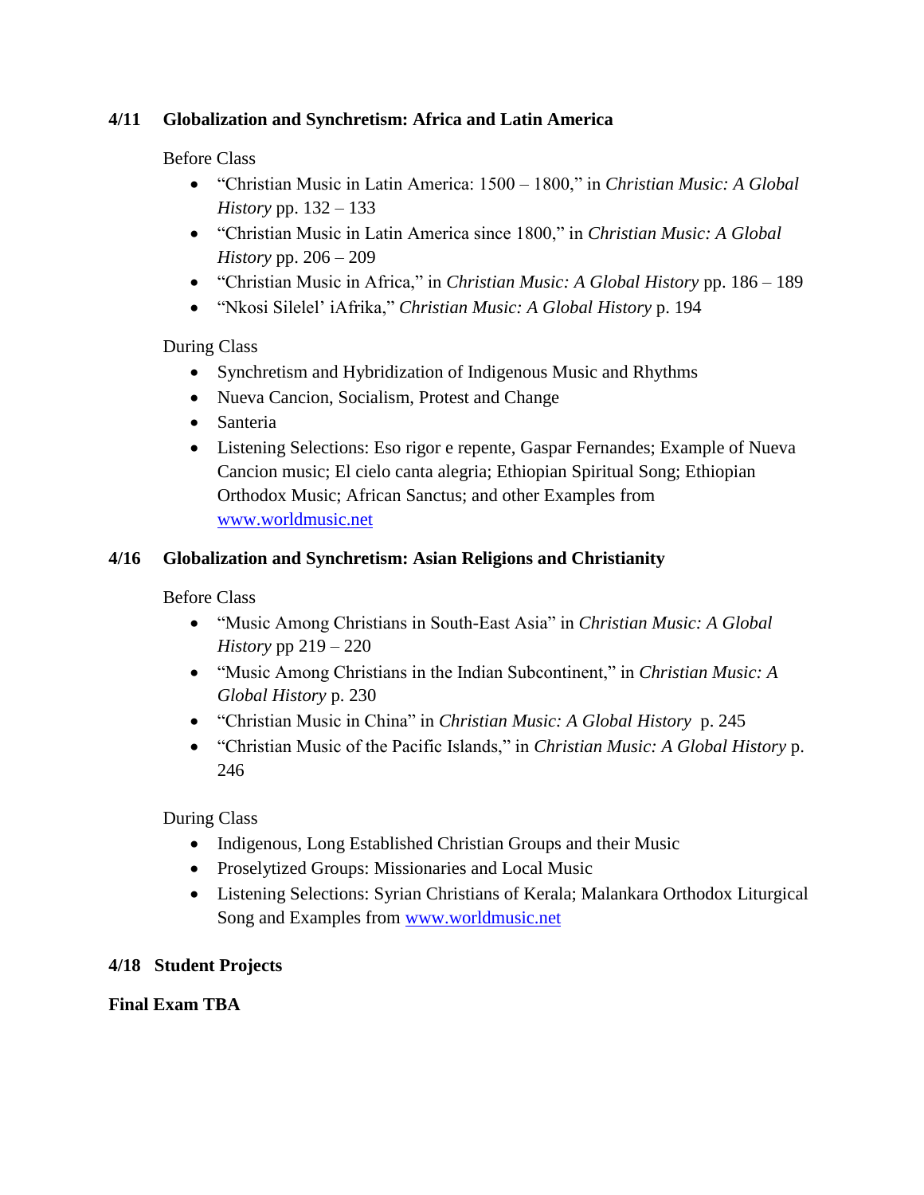**4/11 Globalization and Synchretism: Africa and Latin America**

Before Class

- "Christian Music in Latin America: 1500 – 1800," in *Christian Music: A Global History* pp. 132 – 133
- "Christian Music in Latin America since 1800," in *Christian Music: A Global History* pp. 206 – 209
- "Christian Music in Africa," in *Christian Music: A Global History* pp. 186 – 189
- "Nkosi Silelel' iAfrika," *Christian Music: A Global History* p. 194

During Class

- Synchretism and Hybridization of Indigenous Music and Rhythms
- Nueva Cancion, Socialism, Protest and Change
- Santeria
- Listening Selections: Eso rigor e repente, Gaspar Fernandes; Example of Nueva Cancion music; El cielo canta alegria; Ethiopian Spiritual Song; Ethiopian Orthodox Music; African Sanctus; and other Examples from www.worldmusic.net

**4/16 Globalization and Synchretism: Asian Religions and Christianity**

Before Class

- "Music Among Christians in South-East Asia" in *Christian Music: A Global History* pp 219 – 220
- "Music Among Christians in the Indian Subcontinent," in *Christian Music: A Global History* p. 230
- "Christian Music in China" in *Christian Music: A Global History* p. 245
- "Christian Music of the Pacific Islands," in *Christian Music: A Global History* p. 246

During Class

- Indigenous, Long Established Christian Groups and their Music
- Proselytized Groups: Missionaries and Local Music
- Listening Selections: Syrian Christians of Kerala; Malankara Orthodox Liturgical Song and Examples from www.worldmusic.net

**4/18 Student Projects**

**Final Exam TBA**